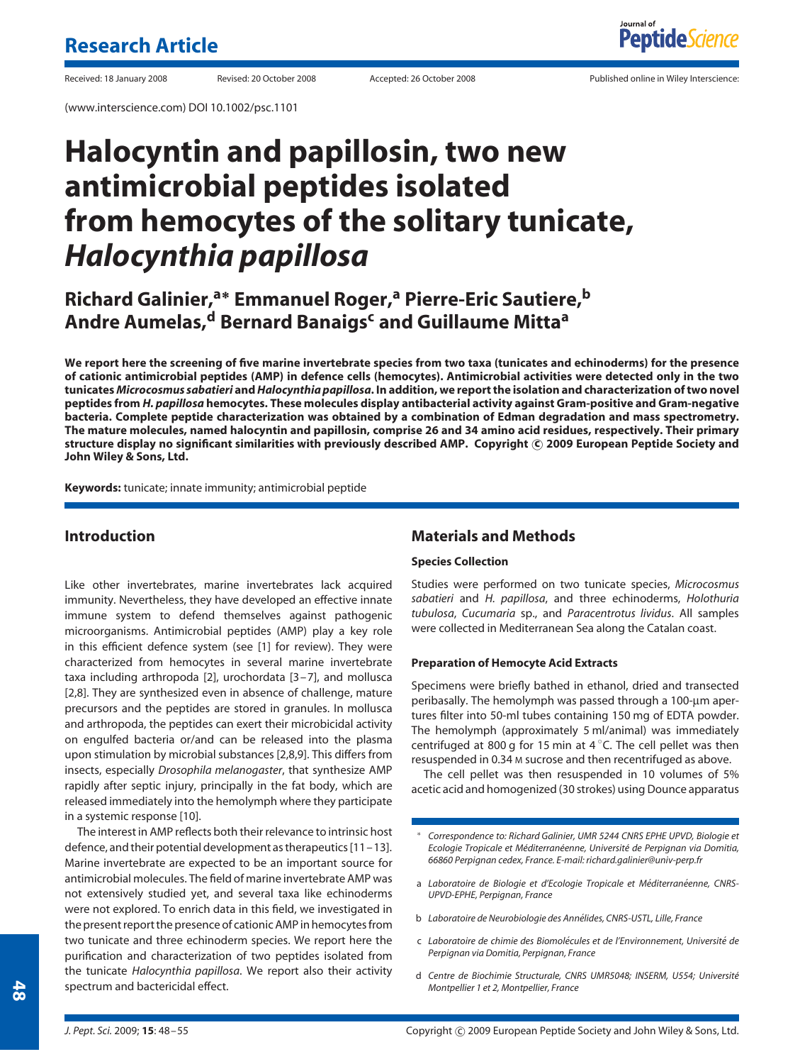Research Article

Received: 18 January 2008 Revised: 20 October 2008 Accepted: 26 October 2008 Published online in Wiley Interscience:

(www.interscience.com) DOI 10.1002/psc.1101

# Halocyntin and papillosin, two new antimicrobial peptides isolated from hemocytes of the solitary tunicate, *Halocynthia papillosa*

## Richard Galinier,[a]* Emmanuel Roger,[a] Pierre-Eric Sautiere,[b] Andre Aumelas,[d] Bernard Banaigs[c] and Guillaume Mitta[a]

**We report here the screening of five marine invertebrate species from two taxa (tunicates and echinoderms) for the presence of cationic antimicrobial peptides (AMP) in defence cells (hemocytes). Antimicrobial activities were detected only in the two tunicates *Micrococmus sabatieri* and *Halocynthia papillosa*. In addition, we report the isolation and characterization of two novel peptides from *H. papillosa* hemocytes. These molecules display antibacterial activity against Gram-positive and Gram-negative bacteria. Complete peptide characterization was obtained by a combination of Edman degradation and mass spectrometry. The mature molecules, named halocyntin and papillosin, comprise 26 and 34 amino acid residues, respectively. Their primary structure display no significant similarities with previously described AMP. Copyright © 2009 European Peptide Society and John Wiley & Sons, Ltd.**

**Keywords:** tunicate; innate immunity; antimicrobial peptide

## Introduction

Like other invertebrates, marine invertebrates lack acquired immunity. Nevertheless, they have developed an effective innate immune system to defend themselves against pathogenic microorganisms. Antimicrobial peptides (AMP) play a key role in this efficient defence system (see [1] for review). They were characterized from hemocytes in several marine invertebrate taxa including arthropoda [2], urochordata [3–7], and mollusca [2,8]. They are synthesized even in absence of challenge, mature precursors and the peptides are stored in granules. In mollusca and arthropoda, the peptides can exert their microbicidal activity on engulfed bacteria or/and can be released into the plasma upon stimulation by microbial substances [2,8,9]. This differs from insects, especially *Drosophila melanogaster*, that synthesize AMP rapidly after septic injury, principally in the fat body, which are released immediately into the hemolymph where they participate in a systemic response [10].

The interest in AMP reflects both their relevance to intrinsic host defence, and their potential development as therapeutics [11–13]. Marine invertebrate are expected to be an important source for antimicrobial molecules. The field of marine invertebrate AMP was not extensively studied yet, and several taxa like echinoderms were not explored. To enrich data in this field, we investigated in the present report the presence of cationic AMP in hemocytes from two tunicate and three echinoderm species. We report here the purification and characterization of two peptides isolated from the tunicate *Halocynthia papillosa*. We report also their activity spectrum and bactericidal effect.

## Materials and Methods

### Species Collection

Studies were performed on two tunicate species, *Microcosmus sabatieri* and *H. papillosa*, and three echinoderms, *Holothuria tubulosa*, *Cucumaria* sp., and *Paracentrotus lividus*. All samples were collected in Mediterranean Sea along the Catalan coast.

### Preparation of Hemocyte Acid Extracts

Specimens were briefly bathed in ethanol, dried and transected peribasally. The hemolymph was passed through a 100-µm apertures filter into 50-ml tubes containing 150 mg of EDTA powder. The hemolymph (approximately 5 ml/animal) was immediately centrifuged at 800 g for 15 min at 4 °C. The cell pellet was then resuspended in 0.34 M sucrose and then recentrifuged as above.

The cell pellet was then resuspended in 10 volumes of 5% acetic acid and homogenized (30 strokes) using Dounce apparatus

\* Correspondence to: Richard Galinier, UMR 5244 CNRS EPHE UPVD, Biologie et Ecologie Tropicale et Méditerranéenne, Université de Perpignan via Domitia, 66860 Perpignan cedex, France. E-mail: richard.galinier@univ-perp.fr

a Laboratoire de Biologie et d'Ecologie Tropicale et Méditerranéenne, CNRS-UPVD-EPHE, Perpignan, France

b Laboratoire de Neurobiologie des Annélides, CNRS-USTL, Lille, France

c Laboratoire de chimie des Biomolécules et de l'Environnement, Université de Perpignan via Domitia, Perpignan, France

d Centre de Biochimie Structurale, CNRS UMR5048; INSERM, U554; Université Montpellier 1 et 2, Montpellier, France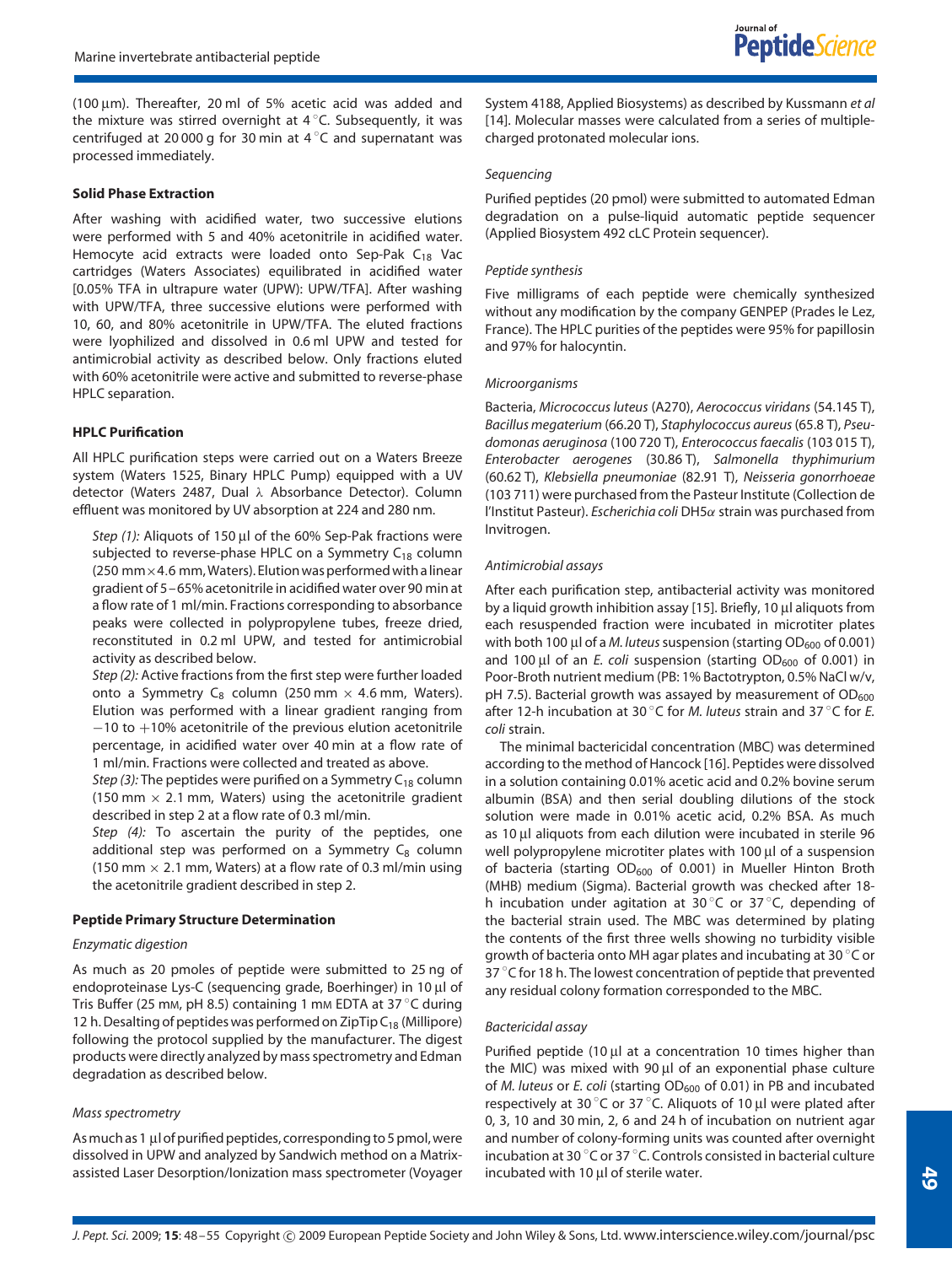(100 μm). Thereafter, 20 ml of 5% acetic acid was added and the mixture was stirred overnight at 4 °C. Subsequently, it was centrifuged at 20 000 g for 30 min at 4 °C and supernatant was processed immediately.

### Solid Phase Extraction

After washing with acidified water, two successive elutions were performed with 5 and 40% acetonitrile in acidified water. Hemocyte acid extracts were loaded onto Sep-Pak $C_{18}$ Vac cartridges (Waters Associates) equilibrated in acidified water [0.05% TFA in ultrapure water (UPW): UPW/TFA]. After washing with UPW/TFA, three successive elutions were performed with 10, 60, and 80% acetonitrile in UPW/TFA. The eluted fractions were lyophilized and dissolved in 0.6 ml UPW and tested for antimicrobial activity as described below. Only fractions eluted with 60% acetonitrile were active and submitted to reverse-phase HPLC separation.

### HPLC Purification

All HPLC purification steps were carried out on a Waters Breeze system (Waters 1525, Binary HPLC Pump) equipped with a UV detector (Waters 2487, Dual λ Absorbance Detector). Column effluent was monitored by UV absorption at 224 and 280 nm.

*Step (1):* Aliquots of 150 μl of the 60% Sep-Pak fractions were subjected to reverse-phase HPLC on a Symmetry $C_{18}$ column (250 mm × 4.6 mm, Waters). Elution was performed with a linear gradient of 5–65% acetonitrile in acidified water over 90 min at a flow rate of 1 ml/min. Fractions corresponding to absorbance peaks were collected in polypropylene tubes, freeze dried, reconstituted in 0.2 ml UPW, and tested for antimicrobial activity as described below.

*Step (2):* Active fractions from the first step were further loaded onto a Symmetry $C_8$ column (250 mm × 4.6 mm, Waters). Elution was performed with a linear gradient ranging from −10 to +10% acetonitrile of the previous elution acetonitrile percentage, in acidified water over 40 min at a flow rate of 1 ml/min. Fractions were collected and treated as above.

*Step (3):* The peptides were purified on a Symmetry $C_{18}$ column (150 mm × 2.1 mm, Waters) using the acetonitrile gradient described in step 2 at a flow rate of 0.3 ml/min.

*Step (4):* To ascertain the purity of the peptides, one additional step was performed on a Symmetry $C_8$ column (150 mm × 2.1 mm, Waters) at a flow rate of 0.3 ml/min using the acetonitrile gradient described in step 2.

### Peptide Primary Structure Determination

#### *Enzymatic digestion*

As much as 20 pmoles of peptide were submitted to 25 ng of endoproteinase Lys-C (sequencing grade, Boerhinger) in 10 μl of Tris Buffer (25 mM, pH 8.5) containing 1 mM EDTA at 37 °C during 12 h. Desalting of peptides was performed on ZipTip $C_{18}$ (Millipore) following the protocol supplied by the manufacturer. The digest products were directly analyzed by mass spectrometry and Edman degradation as described below.

#### *Mass spectrometry*

As much as 1 μl of purified peptides, corresponding to 5 pmol, were dissolved in UPW and analyzed by Sandwich method on a Matrix-assisted Laser Desorption/Ionization mass spectrometer (Voyager System 4188, Applied Biosystems) as described by Kussmann *et al* [14]. Molecular masses were calculated from a series of multiple-charged protonated molecular ions.

#### *Sequencing*

Purified peptides (20 pmol) were submitted to automated Edman degradation on a pulse-liquid automatic peptide sequencer (Applied Biosystem 492 cLC Protein sequencer).

#### *Peptide synthesis*

Five milligrams of each peptide were chemically synthesized without any modification by the company GENPEP (Prades le Lez, France). The HPLC purities of the peptides were 95% for papillosin and 97% for halocyntin.

#### *Microorganisms*

Bacteria, *Micrococcus luteus* (A270), *Aerococcus viridans* (54.145 T), *Bacillus megaterium* (66.20 T), *Staphylococcus aureus* (65.8 T), *Pseudomonas aeruginosa* (100 720 T), *Enterococcus faecalis* (103 015 T), *Enterobacter aerogenes* (30.86 T), *Salmonella thyphimurium* (60.62 T), *Klebsiella pneumoniae* (82.91 T), *Neisseria gonorrhoeae* (103 711) were purchased from the Pasteur Institute (Collection de l'Institut Pasteur). *Escherichia coli* DH5α strain was purchased from Invitrogen.

#### *Antimicrobial assays*

After each purification step, antibacterial activity was monitored by a liquid growth inhibition assay [15]. Briefly, 10 μl aliquots from each resuspended fraction were incubated in microtiter plates with both 100 μl of a *M. luteus* suspension (starting $OD_{600}$ of 0.001) and 100 μl of an *E. coli* suspension (starting $OD_{600}$ of 0.001) in Poor-Broth nutrient medium (PB: 1% Bactotrypton, 0.5% NaCl w/v, pH 7.5). Bacterial growth was assayed by measurement of $OD_{600}$ after 12-h incubation at 30 °C for *M. luteus* strain and 37 °C for *E. coli* strain.

The minimal bactericidal concentration (MBC) was determined according to the method of Hancock [16]. Peptides were dissolved in a solution containing 0.01% acetic acid and 0.2% bovine serum albumin (BSA) and then serial doubling dilutions of the stock solution were made in 0.01% acetic acid, 0.2% BSA. As much as 10 μl aliquots from each dilution were incubated in sterile 96 well polypropylene microtiter plates with 100 μl of a suspension of bacteria (starting $OD_{600}$ of 0.001) in Mueller Hinton Broth (MHB) medium (Sigma). Bacterial growth was checked after 18-h incubation under agitation at 30 °C or 37 °C, depending of the bacterial strain used. The MBC was determined by plating the contents of the first three wells showing no turbidity visible growth of bacteria onto MH agar plates and incubating at 30 °C or 37 °C for 18 h. The lowest concentration of peptide that prevented any residual colony formation corresponded to the MBC.

#### *Bactericidal assay*

Purified peptide (10 μl at a concentration 10 times higher than the MIC) was mixed with 90 μl of an exponential phase culture of *M. luteus* or *E. coli* (starting $OD_{600}$ of 0.01) in PB and incubated respectively at 30 °C or 37 °C. Aliquots of 10 μl were plated after 0, 3, 10 and 30 min, 2, 6 and 24 h of incubation on nutrient agar and number of colony-forming units was counted after overnight incubation at 30 °C or 37 °C. Controls consisted in bacterial culture incubated with 10 μl of sterile water.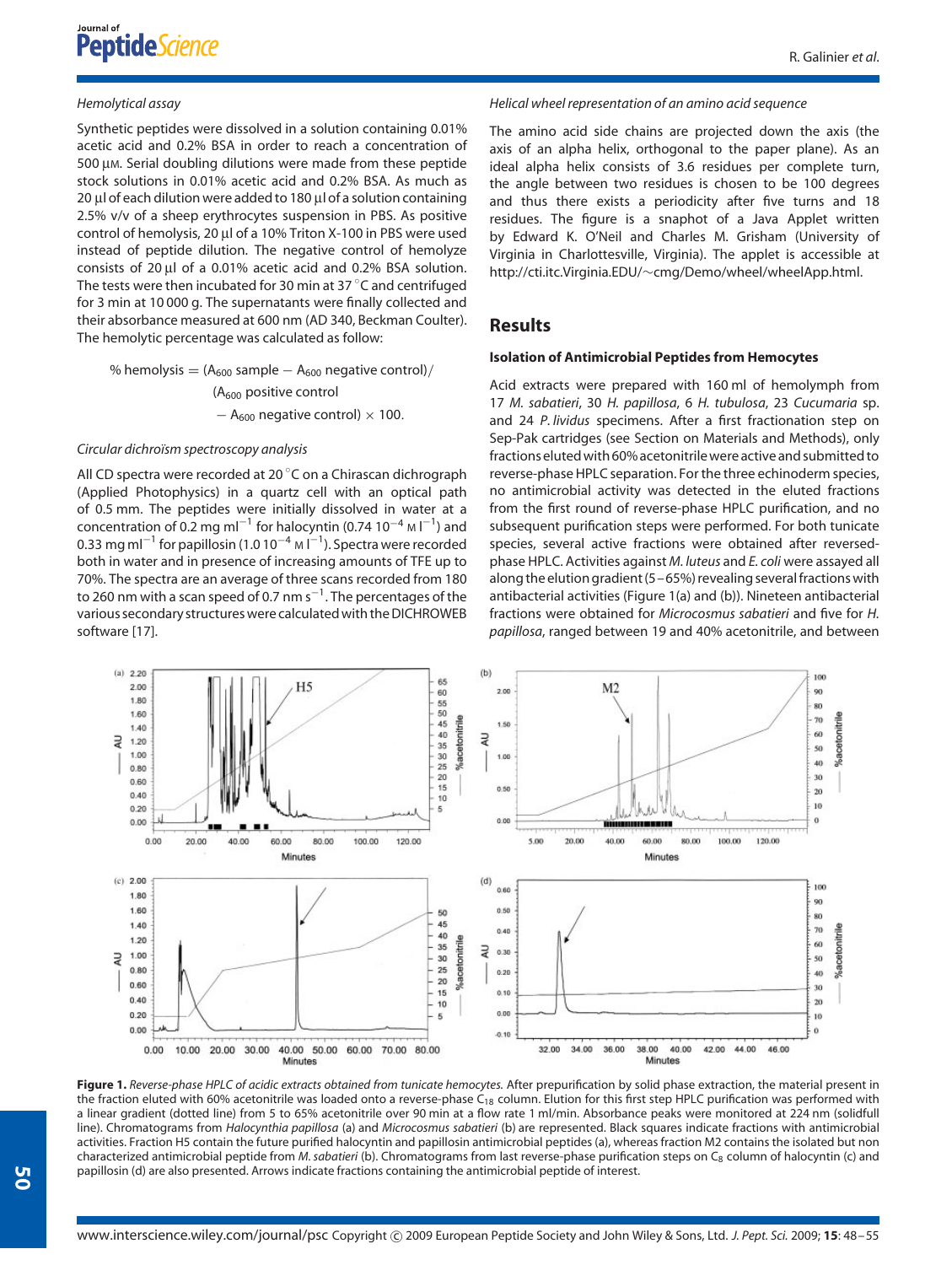*Hemolytical assay*

Synthetic peptides were dissolved in a solution containing 0.01% acetic acid and 0.2% BSA in order to reach a concentration of 500 μM. Serial doubling dilutions were made from these peptide stock solutions in 0.01% acetic acid and 0.2% BSA. As much as 20 μl of each dilution were added to 180 μl of a solution containing 2.5% v/v of a sheep erythrocytes suspension in PBS. As positive control of hemolysis, 20 μl of a 10% Triton X-100 in PBS were used instead of peptide dilution. The negative control of hemolyze consists of 20 μl of a 0.01% acetic acid and 0.2% BSA solution. The tests were then incubated for 30 min at 37 °C and centrifuged for 3 min at 10 000 g. The supernatants were finally collected and their absorbance measured at 600 nm (AD 340, Beckman Coulter). The hemolytic percentage was calculated as follow:

$$\% \text{ hemolysis} = (A_{600} \text{ sample} - A_{600} \text{ negative control}) / (A_{600} \text{ positive control} - A_{600} \text{ negative control}) \times 100.$$

*Circular dichroïsm spectroscopy analysis*

All CD spectra were recorded at 20 °C on a Chirascan dichrograph (Applied Photophysics) in a quartz cell with an optical path of 0.5 mm. The peptides were initially dissolved in water at a concentration of 0.2 mg ml$^{-1}$ for halocyntin (0.74 $10^{-4}$ M l$^{-1}$) and 0.33 mg ml$^{-1}$ for papillosin (1.0 $10^{-4}$ M l$^{-1}$). Spectra were recorded both in water and in presence of increasing amounts of TFE up to 70%. The spectra are an average of three scans recorded from 180 to 260 nm with a scan speed of 0.7 nm s$^{-1}$. The percentages of the various secondary structures were calculated with the DICHROWEB software [17].

*Helical wheel representation of an amino acid sequence*

The amino acid side chains are projected down the axis (the axis of an alpha helix, orthogonal to the paper plane). As an ideal alpha helix consists of 3.6 residues per complete turn, the angle between two residues is chosen to be 100 degrees and thus there exists a periodicity after five turns and 18 residues. The figure is a snaphot of a Java Applet written by Edward K. O'Neil and Charles M. Grisham (University of Virginia in Charlottesville, Virginia). The applet is accessible at http://cti.itc.Virginia.EDU/~cmg/Demo/wheel/wheelApp.html.

## Results

### Isolation of Antimicrobial Peptides from Hemocytes

Acid extracts were prepared with 160 ml of hemolymph from 17 *M. sabatieri*, 30 *H. papillosa*, 6 *H. tubulosa*, 23 *Cucumaria* sp. and 24 *P. lividus* specimens. After a first fractionation step on Sep-Pak cartridges (see Section on Materials and Methods), only fractions eluted with 60% acetonitrile were active and submitted to reverse-phase HPLC separation. For the three echinoderm species, no antimicrobial activity was detected in the eluted fractions from the first round of reverse-phase HPLC purification, and no subsequent purification steps were performed. For both tunicate species, several active fractions were obtained after reversed-phase HPLC. Activities against *M. luteus* and *E. coli* were assayed all along the elution gradient (5–65%) revealing several fractions with antibacterial activities (Figure 1(a) and (b)). Nineteen antibacterial fractions were obtained for *Microcosmus sabatieri* and five for *H. papillosa*, ranged between 19 and 40% acetonitrile, and between

**Figure 1.** *Reverse-phase HPLC of acidic extracts obtained from tunicate hemocytes.* After prepurification by solid phase extraction, the material present in the fraction eluted with 60% acetonitrile was loaded onto a reverse-phase $C_{18}$ column. Elution for this first step HPLC purification was performed with a linear gradient (dotted line) from 5 to 65% acetonitrile over 90 min at a flow rate 1 ml/min. Absorbance peaks were monitored at 224 nm (solidfull line). Chromatograms from *Halocynthia papillosa* (a) and *Microcosmus sabatieri* (b) are represented. Black squares indicate fractions with antimicrobial activities. Fraction H5 contain the future purified halocyntin and papillosin antimicrobial peptides (a), whereas fraction M2 contains the isolated but non characterized antimicrobial peptide from *M. sabatieri* (b). Chromatograms from last reverse-phase purification steps on $C_8$ column of halocyntin (c) and papillosin (d) are also presented. Arrows indicate fractions containing the antimicrobial peptide of interest.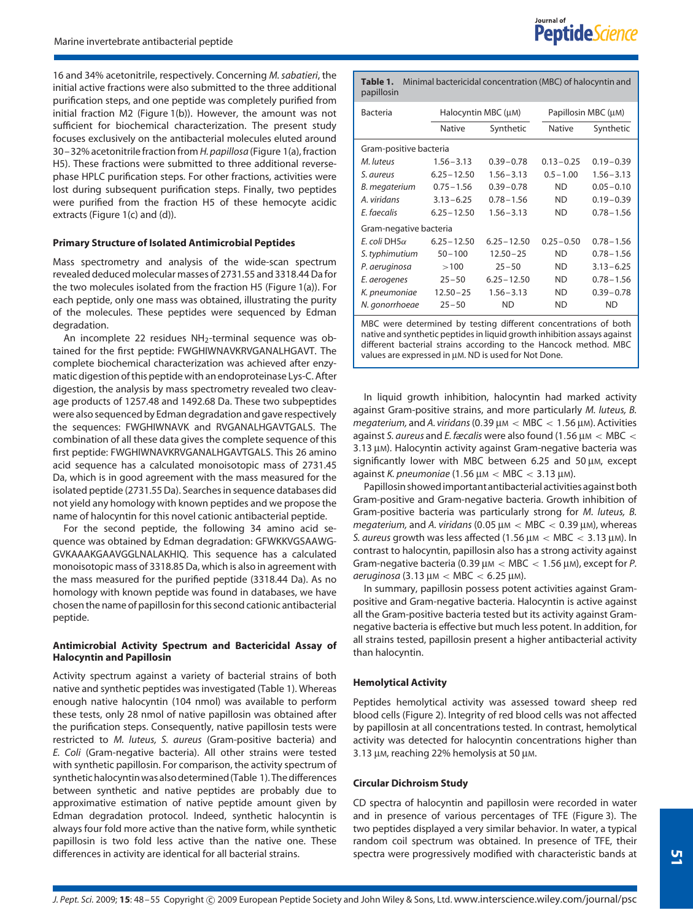16 and 34% acetonitrile, respectively. Concerning *M. sabatieri*, the initial active fractions were also submitted to the three additional purification steps, and one peptide was completely purified from initial fraction M2 (Figure 1(b)). However, the amount was not sufficient for biochemical characterization. The present study focuses exclusively on the antibacterial molecules eluted around 30–32% acetonitrile fraction from *H. papillosa* (Figure 1(a), fraction H5). These fractions were submitted to three additional reverse-phase HPLC purification steps. For other fractions, activities were lost during subsequent purification steps. Finally, two peptides were purified from the fraction H5 of these hemocyte acidic extracts (Figure 1(c) and (d)).

**Primary Structure of Isolated Antimicrobial Peptides**

Mass spectrometry and analysis of the wide-scan spectrum revealed deduced molecular masses of 2731.55 and 3318.44 Da for the two molecules isolated from the fraction H5 (Figure 1(a)). For each peptide, only one mass was obtained, illustrating the purity of the molecules. These peptides were sequenced by Edman degradation.

An incomplete 22 residues $NH_2$-terminal sequence was obtained for the first peptide: FWGHIWNAVKRVGANALHGAVT. The complete biochemical characterization was achieved after enzymatic digestion of this peptide with an endoproteinase Lys-C. After digestion, the analysis by mass spectrometry revealed two cleavage products of 1257.48 and 1492.68 Da. These two subpeptides were also sequenced by Edman degradation and gave respectively the sequences: FWGHIWNAVK and RVGANALHGAVTGALS. The combination of all these data gives the complete sequence of this first peptide: FWGHIWNAVKRVGANALHGAVTGALS. This 26 amino acid sequence has a calculated monoisotopic mass of 2731.45 Da, which is in good agreement with the mass measured for the isolated peptide (2731.55 Da). Searches in sequence databases did not yield any homology with known peptides and we propose the name of halocyntin for this novel cationic antibacterial peptide.

For the second peptide, the following 34 amino acid sequence was obtained by Edman degradation: GFWKKVGSAAWGGVKAAAKGAAVGGLNALAKHIQ. This sequence has a calculated monoisotopic mass of 3318.85 Da, which is also in agreement with the mass measured for the purified peptide (3318.44 Da). As no homology with known peptide was found in databases, we have chosen the name of papillosin for this second cationic antibacterial peptide.

**Antimicrobial Activity Spectrum and Bactericidal Assay of Halocyntin and Papillosin**

Activity spectrum against a variety of bacterial strains of both native and synthetic peptides was investigated (Table 1). Whereas enough native halocyntin (104 nmol) was available to perform these tests, only 28 nmol of native papillosin was obtained after the purification steps. Consequently, native papillosin tests were restricted to *M. luteus*, *S. aureus* (Gram-positive bacteria) and *E. Coli* (Gram-negative bacteria). All other strains were tested with synthetic papillosin. For comparison, the activity spectrum of synthetic halocyntin was also determined (Table 1). The differences between synthetic and native peptides are probably due to approximative estimation of native peptide amount given by Edman degradation protocol. Indeed, synthetic halocyntin is always four fold more active than the native form, while synthetic papillosin is two fold less active than the native one. These differences in activity are identical for all bacterial strains.

**Table 1.** Minimal bactericidal concentration (MBC) of halocyntin and papillosin

| Bacteria | Halocyntin MBC (μM) | | Papillosin MBC (μM) | |
|---|---|---|---|---|
| | Native | Synthetic | Native | Synthetic |
| Gram-positive bacteria | | | | |
| *M. luteus* | 1.56–3.13 | 0.39–0.78 | 0.13–0.25 | 0.19–0.39 |
| *S. aureus* | 6.25–12.50 | 1.56–3.13 | 0.5–1.00 | 1.56–3.13 |
| *B. megaterium* | 0.75–1.56 | 0.39–0.78 | ND | 0.05–0.10 |
| *A. viridans* | 3.13–6.25 | 0.78–1.56 | ND | 0.19–0.39 |
| *E. faecalis* | 6.25–12.50 | 1.56–3.13 | ND | 0.78–1.56 |
| Gram-negative bacteria | | | | |
| *E. coli* DH5α | 6.25–12.50 | 6.25–12.50 | 0.25–0.50 | 0.78–1.56 |
| *S. typhimutium* | 50–100 | 12.50–25 | ND | 0.78–1.56 |
| *P. aeruginosa* | >100 | 25–50 | ND | 3.13–6.25 |
| *E. aerogenes* | 25–50 | 6.25–12.50 | ND | 0.78–1.56 |
| *K. pneumoniae* | 12.50–25 | 1.56–3.13 | ND | 0.39–0.78 |
| *N. gonorrhoeae* | 25–50 | ND | ND | ND |

MBC were determined by testing different concentrations of both native and synthetic peptides in liquid growth inhibition assays against different bacterial strains according to the Hancock method. MBC values are expressed in μM. ND is used for Not Done.

In liquid growth inhibition, halocyntin had marked activity against Gram-positive strains, and more particularly *M. luteus, B. megaterium,* and *A. viridans* (0.39 μM < MBC < 1.56 μM). Activities against *S. aureus* and *E. fæcalis* were also found (1.56 μM < MBC < 3.13 μM). Halocyntin activity against Gram-negative bacteria was significantly lower with MBC between 6.25 and 50 μM, except against *K. pneumoniae* (1.56 μM < MBC < 3.13 μM).

Papillosin showed important antibacterial activities against both Gram-positive and Gram-negative bacteria. Growth inhibition of Gram-positive bacteria was particularly strong for *M. luteus, B. megaterium,* and *A. viridans* (0.05 μM < MBC < 0.39 μM), whereas *S. aureus* growth was less affected (1.56 μM < MBC < 3.13 μM). In contrast to halocyntin, papillosin also has a strong activity against Gram-negative bacteria (0.39 μM < MBC < 1.56 μM), except for *P. aeruginosa* (3.13 μM < MBC < 6.25 μM).

In summary, papillosin possess potent activities against Gram-positive and Gram-negative bacteria. Halocyntin is active against all the Gram-positive bacteria tested but its activity against Gram-negative bacteria is effective but much less potent. In addition, for all strains tested, papillosin present a higher antibacterial activity than halocyntin.

**Hemolytical Activity**

Peptides hemolytical activity was assessed toward sheep red blood cells (Figure 2). Integrity of red blood cells was not affected by papillosin at all concentrations tested. In contrast, hemolytical activity was detected for halocyntin concentrations higher than 3.13 μM, reaching 22% hemolysis at 50 μM.

**Circular Dichroism Study**

CD spectra of halocyntin and papillosin were recorded in water and in presence of various percentages of TFE (Figure 3). The two peptides displayed a very similar behavior. In water, a typical random coil spectrum was obtained. In presence of TFE, their spectra were progressively modified with characteristic bands at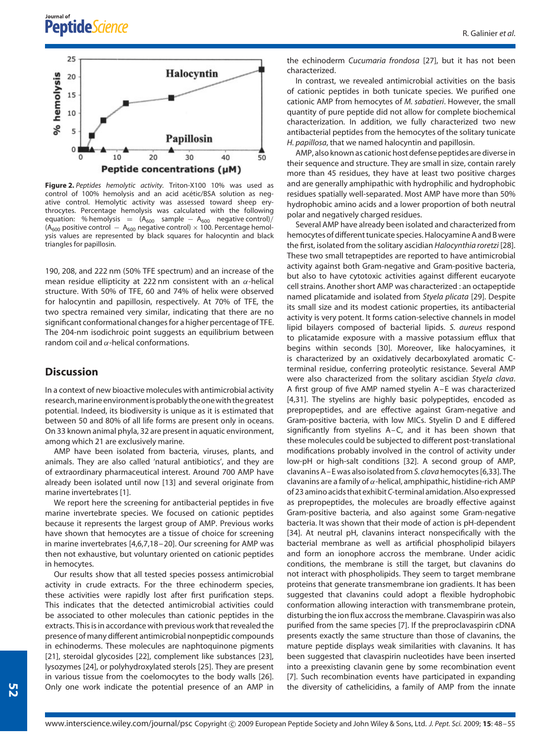**Figure 2.** *Peptides hemolytic activity*. Triton-X100 10% was used as control of 100% hemolysis and an acid acétic/BSA solution as negative control. Hemolytic activity was assessed toward sheep erythrocytes. Percentage hemolysis was calculated with the following equation: % hemolysis = ($A_{600}$ sample − $A_{600}$ negative control)/($A_{600}$ positive control − $A_{600}$ negative control) × 100. Percentage hemolysis values are represented by black squares for halocyntin and black triangles for papillosin.

190, 208, and 222 nm (50% TFE spectrum) and an increase of the mean residue ellipticity at 222 nm consistent with an α-helical structure. With 50% of TFE, 60 and 74% of helix were observed for halocyntin and papillosin, respectively. At 70% of TFE, the two spectra remained very similar, indicating that there are no significant conformational changes for a higher percentage of TFE. The 204-nm isodichroic point suggests an equilibrium between random coil and α-helical conformations.

## Discussion

In a context of new bioactive molecules with antimicrobial activity research, marine environment is probably the one with the greatest potential. Indeed, its biodiversity is unique as it is estimated that between 50 and 80% of all life forms are present only in oceans. On 33 known animal phyla, 32 are present in aquatic environment, among which 21 are exclusively marine.

AMP have been isolated from bacteria, viruses, plants, and animals. They are also called 'natural antibiotics', and they are of extraordinary pharmaceutical interest. Around 700 AMP have already been isolated until now [13] and several originate from marine invertebrates [1].

We report here the screening for antibacterial peptides in five marine invertebrate species. We focused on cationic peptides because it represents the largest group of AMP. Previous works have shown that hemocytes are a tissue of choice for screening in marine invertebrates [4,6,7,18–20]. Our screening for AMP was then not exhaustive, but voluntary oriented on cationic peptides in hemocytes.

Our results show that all tested species possess antimicrobial activity in crude extracts. For the three echinoderm species, these activities were rapidly lost after first purification steps. This indicates that the detected antimicrobial activities could be associated to other molecules than cationic peptides in the extracts. This is in accordance with previous work that revealed the presence of many different antimicrobial nonpeptidic compounds in echinoderms. These molecules are naphtoquinone pigments [21], steroidal glycosides [22], complement like substances [23], lysozymes [24], or polyhydroxylated sterols [25]. They are present in various tissue from the coelomocytes to the body walls [26]. Only one work indicate the potential presence of an AMP in the echinoderm *Cucumaria frondosa* [27], but it has not been characterized.

In contrast, we revealed antimicrobial activities on the basis of cationic peptides in both tunicate species. We purified one cationic AMP from hemocytes of *M. sabatieri*. However, the small quantity of pure peptide did not allow for complete biochemical characterization. In addition, we fully characterized two new antibacterial peptides from the hemocytes of the solitary tunicate *H. papillosa*, that we named halocyntin and papillosin.

AMP, also known as cationic host defense peptides are diverse in their sequence and structure. They are small in size, contain rarely more than 45 residues, they have at least two positive charges and are generally amphipathic with hydrophilic and hydrophobic residues spatially well-separated. Most AMP have more than 50% hydrophobic amino acids and a lower proportion of both neutral polar and negatively charged residues.

Several AMP have already been isolated and characterized from hemocytes of different tunicate species. Halocyamine A and B were the first, isolated from the solitary ascidian *Halocynthia roretzi* [28]. These two small tetrapeptides are reported to have antimicrobial activity against both Gram-negative and Gram-positive bacteria, but also to have cytotoxic activities against different eucaryote cell strains. Another short AMP was characterized : an octapeptide named plicatamide and isolated from *Styela plicata* [29]. Despite its small size and its modest cationic properties, its antibacterial activity is very potent. It forms cation-selective channels in model lipid bilayers composed of bacterial lipids. *S. aureus* respond to plicatamide exposure with a massive potassium efflux that begins within seconds [30]. Moreover, like halocyamines, it is characterized by an oxidatively decarboxylated aromatic C-terminal residue, conferring proteolytic resistance. Several AMP were also characterized from the solitary ascidian *Styela clava*. A first group of five AMP named styelin A–E was characterized [4,31]. The styelins are highly basic polypeptides, encoded as prepropeptides, and are effective against Gram-negative and Gram-positive bacteria, with low MICs. Styelin D and E differed significantly from styelins A–C, and it has been shown that these molecules could be subjected to different post-translational modifications probably involved in the control of activity under low-pH or high-salt conditions [32]. A second group of AMP, clavanins A–E was also isolated from *S. clava* hemocytes [6,33]. The clavanins are a family of α-helical, amphipathic, histidine-rich AMP of 23 amino acids that exhibit *C*-terminal amidation. Also expressed as prepropeptides, the molecules are broadly effective against Gram-positive bacteria, and also against some Gram-negative bacteria. It was shown that their mode of action is pH-dependent [34]. At neutral pH, clavanins interact nonspecifically with the bacterial membrane as well as artificial phospholipid bilayers and form an ionophore accross the membrane. Under acidic conditions, the membrane is still the target, but clavanins do not interact with phospholipids. They seem to target membrane proteins that generate transmembrane ion gradients. It has been suggested that clavanins could adopt a flexible hydrophobic conformation allowing interaction with transmembrane protein, disturbing the ion flux accross the membrane. Clavaspirin was also purified from the same species [7]. If the preproclavaspirin cDNA presents exactly the same structure than those of clavanins, the mature peptide displays weak similarities with clavanins. It has been suggested that clavaspirin nucleotides have been inserted into a preexisting clavanin gene by some recombination event [7]. Such recombination events have participated in expanding the diversity of cathelicidins, a family of AMP from the innate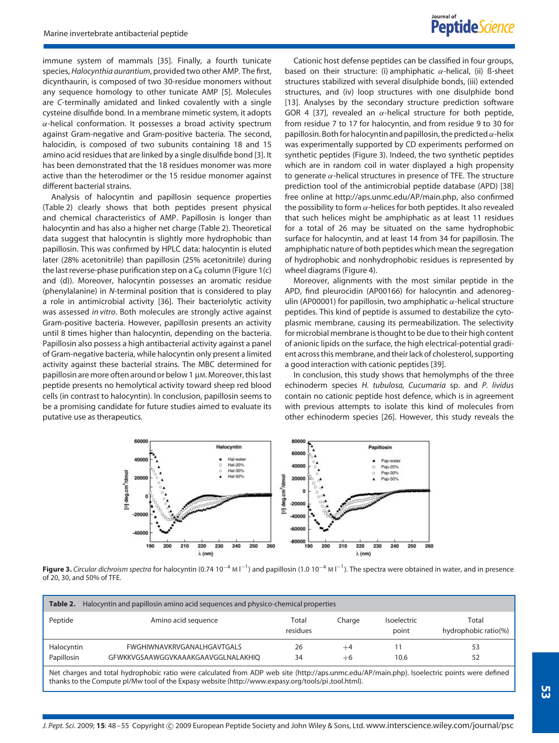immune system of mammals [35]. Finally, a fourth tunicate species, *Halocynthia aurantium*, provided two other AMP. The first, dicynthaurin, is composed of two 30-residue monomers without any sequence homology to other tunicate AMP [5]. Molecules are *C*-terminally amidated and linked covalently with a single cysteine disulfide bond. In a membrane mimetic system, it adopts $\alpha$-helical conformation. It possesses a broad activity spectrum against Gram-negative and Gram-positive bacteria. The second, halocidin, is composed of two subunits containing 18 and 15 amino acid residues that are linked by a single disulfide bond [3]. It has been demonstrated that the 18 residues monomer was more active than the heterodimer or the 15 residue monomer against different bacterial strains.

Analysis of halocyntin and papillosin sequence properties (Table 2) clearly shows that both peptides present physical and chemical characteristics of AMP. Papillosin is longer than halocyntin and has also a higher net charge (Table 2). Theoretical data suggest that halocyntin is slightly more hydrophobic than papillosin. This was confirmed by HPLC data: halocyntin is eluted later (28% acetonitrile) than papillosin (25% acetonitrile) during the last reverse-phase purification step on a $C_8$ column (Figure 1(c) and (d)). Moreover, halocyntin possesses an aromatic residue (phenylalanine) in *N*-terminal position that is considered to play a role in antimicrobial activity [36]. Their bacteriolytic activity was assessed *in vitro*. Both molecules are strongly active against Gram-positive bacteria. However, papillosin presents an activity until 8 times higher than halocyntin, depending on the bacteria. Papillosin also possess a high antibacterial activity against a panel of Gram-negative bacteria, while halocyntin only present a limited activity against these bacterial strains. The MBC determined for papillosin are more often around or below 1 μM. Moreover, this last peptide presents no hemolytical activity toward sheep red blood cells (in contrast to halocyntin). In conclusion, papillosin seems to be a promising candidate for future studies aimed to evaluate its putative use as therapeutics.

Cationic host defense peptides can be classified in four groups, based on their structure: (i) amphiphatic $\alpha$-helical, (ii) ß-sheet structures stabilized with several disulphide bonds, (iii) extended structures, and (iv) loop structures with one disulphide bond [13]. Analyses by the secondary structure prediction software GOR 4 [37], revealed an $\alpha$-helical structure for both peptide, from residue 7 to 17 for halocyntin, and from residue 9 to 30 for papillosin. Both for halocyntin and papillosin, the predicted $\alpha$-helix was experimentally supported by CD experiments performed on synthetic peptides (Figure 3). Indeed, the two synthetic peptides which are in random coil in water displayed a high propensity to generate $\alpha$-helical structures in presence of TFE. The structure prediction tool of the antimicrobial peptide database (APD) [38] free online at http://aps.unmc.edu/AP/main.php, also confirmed the possibility to form $\alpha$-helices for both peptides. It also revealed that such helices might be amphiphatic as at least 11 residues for a total of 26 may be situated on the same hydrophobic surface for halocyntin, and at least 14 from 34 for papillosin. The amphiphatic nature of both peptides which mean the segregation of hydrophobic and nonhydrophobic residues is represented by wheel diagrams (Figure 4).

Moreover, alignments with the most similar peptide in the APD, find pleurocidin (AP00166) for halocyntin and adenoregulin (AP00001) for papillosin, two amphiphatic $\alpha$-helical structure peptides. This kind of peptide is assumed to destabilize the cytoplasmic membrane, causing its permeabilization. The selectivity for microbial membrane is thought to be due to their high content of anionic lipids on the surface, the high electrical-potential gradient across this membrane, and their lack of cholesterol, supporting a good interaction with cationic peptides [39].

In conclusion, this study shows that hemolymphs of the three echinoderm species *H. tubulosa, Cucumaria* sp. and *P. lividus* contain no cationic peptide host defence, which is in agreement with previous attempts to isolate this kind of molecules from other echinoderm species [26]. However, this study reveals the

**Figure 3.** *Circular dichroism spectra* for halocyntin (0.74 $10^{-4}$ M $l^{-1}$) and papillosin (1.0 $10^{-4}$ M $l^{-1}$). The spectra were obtained in water, and in presence of 20, 30, and 50% of TFE.

**Table 2.** Halocyntin and papillosin amino acid sequences and physico-chemical properties

| Peptide | Amino acid sequence | Total residues | Charge | Isoelectric point | Total hydrophobic ratio(%) |
|---|---|---|---|---|---|
| Halocyntin | FWGHIWNAVKRVGANALHGAVTGALS | 26 | +4 | 11 | 53 |
| Papillosin | GFWKKVGSAAWGGVKAAAKGAAVGGLNALAKHIQ | 34 | +6 | 10.6 | 52 |

Net charges and total hydrophobic ratio were calculated from ADP web site (http://aps.unmc.edu/AP/main.php). Isoelectric points were defined thanks to the Compute pI/Mw tool of the Expasy website (http://www.expasy.org/tools/pi_tool.html).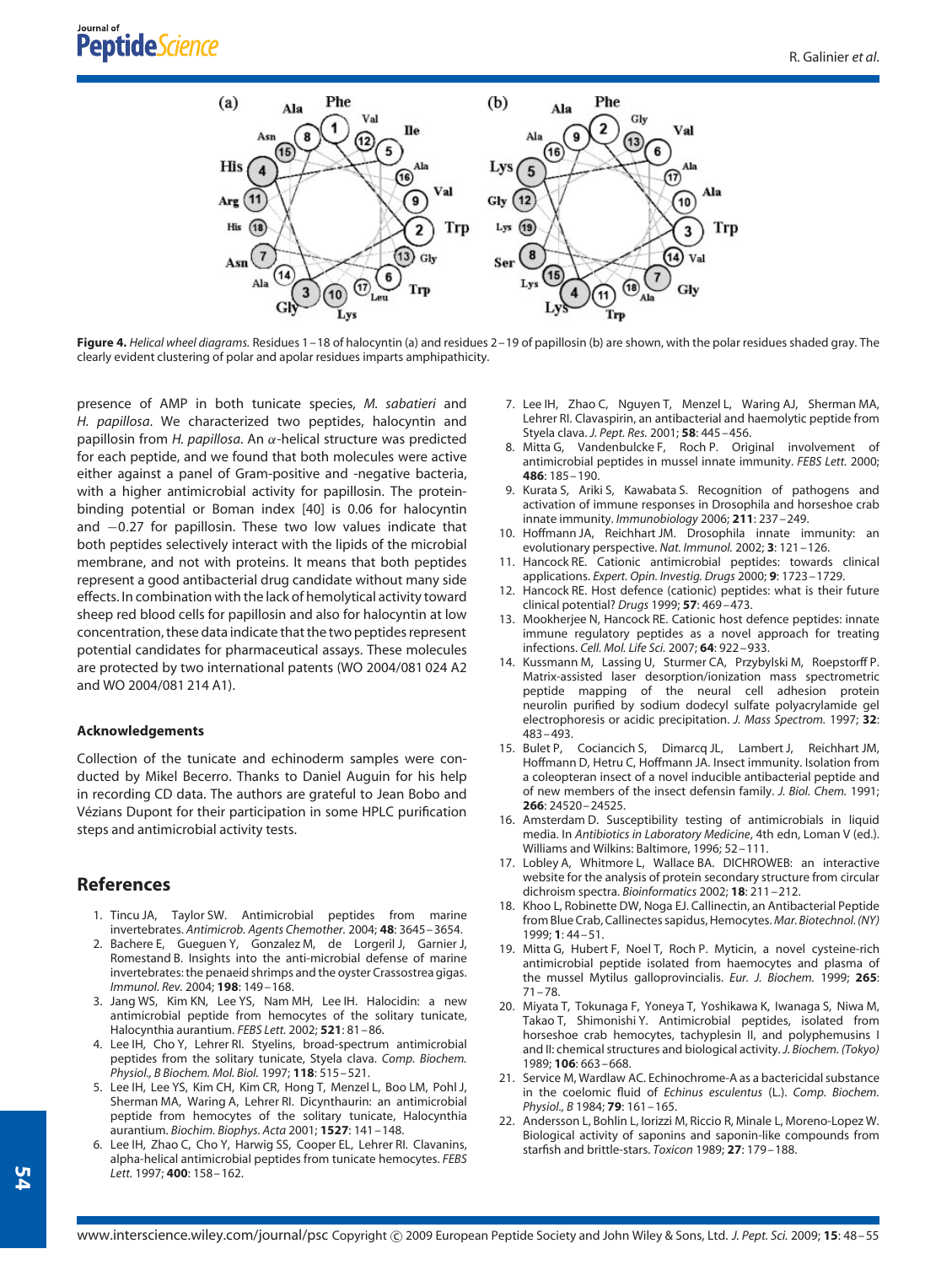**Figure 4.** *Helical wheel diagrams.* Residues 1–18 of halocyntin (a) and residues 2–19 of papillosin (b) are shown, with the polar residues shaded gray. The clearly evident clustering of polar and apolar residues imparts amphipathicity.

presence of AMP in both tunicate species, *M. sabatieri* and *H. papillosa*. We characterized two peptides, halocyntin and papillosin from *H. papillosa*. An $\alpha$-helical structure was predicted for each peptide, and we found that both molecules were active either against a panel of Gram-positive and -negative bacteria, with a higher antimicrobial activity for papillosin. The protein-binding potential or Boman index [40] is 0.06 for halocyntin and −0.27 for papillosin. These two low values indicate that both peptides selectively interact with the lipids of the microbial membrane, and not with proteins. It means that both peptides represent a good antibacterial drug candidate without many side effects. In combination with the lack of hemolytical activity toward sheep red blood cells for papillosin and also for halocyntin at low concentration, these data indicate that the two peptides represent potential candidates for pharmaceutical assays. These molecules are protected by two international patents (WO 2004/081 024 A2 and WO 2004/081 214 A1).

### Acknowledgements

Collection of the tunicate and echinoderm samples were conducted by Mikel Becerro. Thanks to Daniel Auguin for his help in recording CD data. The authors are grateful to Jean Bobo and Vézians Dupont for their participation in some HPLC purification steps and antimicrobial activity tests.

## References

1. Tincu JA, Taylor SW. Antimicrobial peptides from marine invertebrates. *Antimicrob. Agents Chemother.* 2004; **48**: 3645–3654.
2. Bachere E, Gueguen Y, Gonzalez M, de Lorgeril J, Garnier J, Romestand B. Insights into the anti-microbial defense of marine invertebrates: the penaeid shrimps and the oyster Crassostrea gigas. *Immunol. Rev.* 2004; **198**: 149–168.
3. Jang WS, Kim KN, Lee YS, Nam MH, Lee IH. Halocidin: a new antimicrobial peptide from hemocytes of the solitary tunicate, Halocynthia aurantium. *FEBS Lett.* 2002; **521**: 81–86.
4. Lee IH, Cho Y, Lehrer RI. Styelins, broad-spectrum antimicrobial peptides from the solitary tunicate, Styela clava. *Comp. Biochem. Physiol., B Biochem. Mol. Biol.* 1997; **118**: 515–521.
5. Lee IH, Lee YS, Kim CH, Kim CR, Hong T, Menzel L, Boo LM, Pohl J, Sherman MA, Waring A, Lehrer RI. Dicynthaurin: an antimicrobial peptide from hemocytes of the solitary tunicate, Halocynthia aurantium. *Biochim. Biophys. Acta* 2001; **1527**: 141–148.
6. Lee IH, Zhao C, Cho Y, Harwig SS, Cooper EL, Lehrer RI. Clavanins, alpha-helical antimicrobial peptides from tunicate hemocytes. *FEBS Lett.* 1997; **400**: 158–162.
7. Lee IH, Zhao C, Nguyen T, Menzel L, Waring AJ, Sherman MA, Lehrer RI. Clavaspirin, an antibacterial and haemolytic peptide from Styela clava. *J. Pept. Res.* 2001; **58**: 445–456.
8. Mitta G, Vandenbulcke F, Roch P. Original involvement of antimicrobial peptides in mussel innate immunity. *FEBS Lett.* 2000; **486**: 185–190.
9. Kurata S, Ariki S, Kawabata S. Recognition of pathogens and activation of immune responses in Drosophila and horseshoe crab innate immunity. *Immunobiology* 2006; **211**: 237–249.
10. Hoffmann JA, Reichhart JM. Drosophila innate immunity: an evolutionary perspective. *Nat. Immunol.* 2002; **3**: 121–126.
11. Hancock RE. Cationic antimicrobial peptides: towards clinical applications. *Expert. Opin. Investig. Drugs* 2000; **9**: 1723–1729.
12. Hancock RE. Host defence (cationic) peptides: what is their future clinical potential? *Drugs* 1999; **57**: 469–473.
13. Mookherjee N, Hancock RE. Cationic host defence peptides: innate immune regulatory peptides as a novel approach for treating infections. *Cell. Mol. Life Sci.* 2007; **64**: 922–933.
14. Kussmann M, Lassing U, Sturmer CA, Przybylski M, Roepstorff P. Matrix-assisted laser desorption/ionization mass spectrometric peptide mapping of the neural cell adhesion protein neurolin purified by sodium dodecyl sulfate polyacrylamide gel electrophoresis or acidic precipitation. *J. Mass Spectrom.* 1997; **32**: 483–493.
15. Bulet P, Cociancich S, Dimarcq JL, Lambert J, Reichhart JM, Hoffmann D, Hetru C, Hoffmann JA. Insect immunity. Isolation from a coleopteran insect of a novel inducible antibacterial peptide and of new members of the insect defensin family. *J. Biol. Chem.* 1991; **266**: 24520–24525.
16. Amsterdam D. Susceptibility testing of antimicrobials in liquid media. In *Antibiotics in Laboratory Medicine*, 4th edn, Loman V (ed.). Williams and Wilkins: Baltimore, 1996; 52–111.
17. Lobley A, Whitmore L, Wallace BA. DICHROWEB: an interactive website for the analysis of protein secondary structure from circular dichroism spectra. *Bioinformatics* 2002; **18**: 211–212.
18. Khoo L, Robinette DW, Noga EJ. Callinectin, an Antibacterial Peptide from Blue Crab, Callinectes sapidus, Hemocytes. *Mar. Biotechnol. (NY)* 1999; **1**: 44–51.
19. Mitta G, Hubert F, Noel T, Roch P. Myticin, a novel cysteine-rich antimicrobial peptide isolated from haemocytes and plasma of the mussel Mytilus galloprovincialis. *Eur. J. Biochem.* 1999; **265**: 71–78.
20. Miyata T, Tokunaga F, Yoneya T, Yoshikawa K, Iwanaga S, Niwa M, Takao T, Shimonishi Y. Antimicrobial peptides, isolated from horseshoe crab hemocytes, tachyplesin II, and polyphemusins I and II: chemical structures and biological activity. *J. Biochem. (Tokyo)* 1989; **106**: 663–668.
21. Service M, Wardlaw AC. Echinochrome-A as a bactericidal substance in the coelomic fluid of *Echinus esculentus* (L.). *Comp. Biochem. Physiol., B* 1984; **79**: 161–165.
22. Andersson L, Bohlin L, Iorizzi M, Riccio R, Minale L, Moreno-Lopez W. Biological activity of saponins and saponin-like compounds from starfish and brittle-stars. *Toxicon* 1989; **27**: 179–188.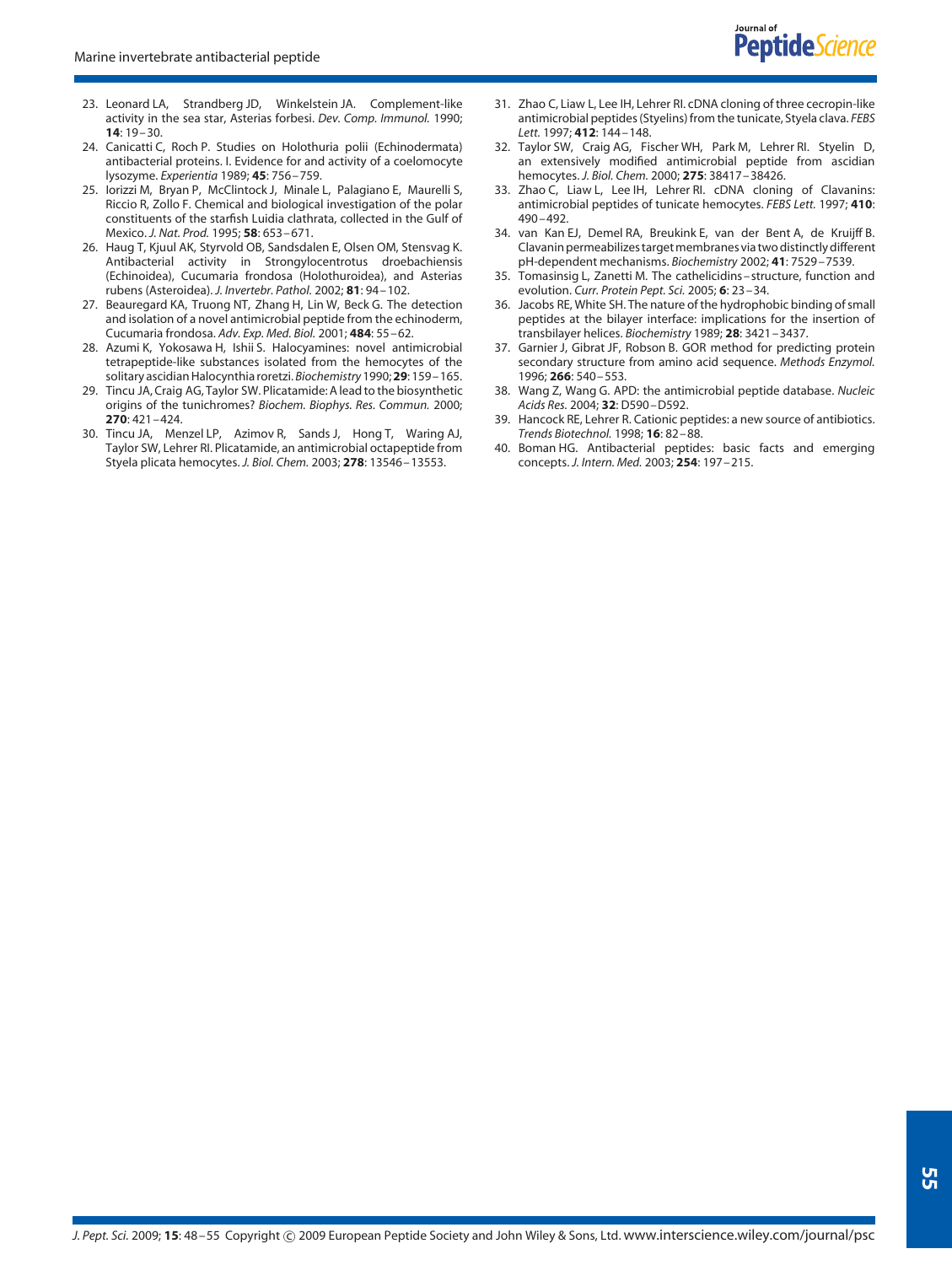23. Leonard LA, Strandberg JD, Winkelstein JA. Complement-like activity in the sea star, Asterias forbesi. *Dev. Comp. Immunol.* 1990; **14**: 19–30.
24. Canicatti C, Roch P. Studies on Holothuria polii (Echinodermata) antibacterial proteins. I. Evidence for and activity of a coelomocyte lysozyme. *Experientia* 1989; **45**: 756–759.
25. Iorizzi M, Bryan P, McClintock J, Minale L, Palagiano E, Maurelli S, Riccio R, Zollo F. Chemical and biological investigation of the polar constituents of the starfish Luidia clathrata, collected in the Gulf of Mexico. *J. Nat. Prod.* 1995; **58**: 653–671.
26. Haug T, Kjuul AK, Styrvold OB, Sandsdalen E, Olsen OM, Stensvag K. Antibacterial activity in Strongylocentrotus droebachiensis (Echinoidea), Cucumaria frondosa (Holothuroidea), and Asterias rubens (Asteroidea). *J. Invertebr. Pathol.* 2002; **81**: 94–102.
27. Beauregard KA, Truong NT, Zhang H, Lin W, Beck G. The detection and isolation of a novel antimicrobial peptide from the echinoderm, Cucumaria frondosa. *Adv. Exp. Med. Biol.* 2001; **484**: 55–62.
28. Azumi K, Yokosawa H, Ishii S. Halocyamines: novel antimicrobial tetrapeptide-like substances isolated from the hemocytes of the solitary ascidian Halocynthia roretzi. *Biochemistry* 1990; **29**: 159–165.
29. Tincu JA, Craig AG, Taylor SW. Plicatamide: A lead to the biosynthetic origins of the tunichromes? *Biochem. Biophys. Res. Commun.* 2000; **270**: 421–424.
30. Tincu JA, Menzel LP, Azimov R, Sands J, Hong T, Waring AJ, Taylor SW, Lehrer RI. Plicatamide, an antimicrobial octapeptide from Styela plicata hemocytes. *J. Biol. Chem.* 2003; **278**: 13546–13553.
31. Zhao C, Liaw L, Lee IH, Lehrer RI. cDNA cloning of three cecropin-like antimicrobial peptides (Styelins) from the tunicate, Styela clava. *FEBS Lett.* 1997; **412**: 144–148.
32. Taylor SW, Craig AG, Fischer WH, Park M, Lehrer RI. Styelin D, an extensively modified antimicrobial peptide from ascidian hemocytes. *J. Biol. Chem.* 2000; **275**: 38417–38426.
33. Zhao C, Liaw L, Lee IH, Lehrer RI. cDNA cloning of Clavanins: antimicrobial peptides of tunicate hemocytes. *FEBS Lett.* 1997; **410**: 490–492.
34. van Kan EJ, Demel RA, Breukink E, van der Bent A, de Kruijff B. Clavanin permeabilizes target membranes via two distinctly different pH-dependent mechanisms. *Biochemistry* 2002; **41**: 7529–7539.
35. Tomasinsig L, Zanetti M. The cathelicidins–structure, function and evolution. *Curr. Protein Pept. Sci.* 2005; **6**: 23–34.
36. Jacobs RE, White SH. The nature of the hydrophobic binding of small peptides at the bilayer interface: implications for the insertion of transbilayer helices. *Biochemistry* 1989; **28**: 3421–3437.
37. Garnier J, Gibrat JF, Robson B. GOR method for predicting protein secondary structure from amino acid sequence. *Methods Enzymol.* 1996; **266**: 540–553.
38. Wang Z, Wang G. APD: the antimicrobial peptide database. *Nucleic Acids Res.* 2004; **32**: D590–D592.
39. Hancock RE, Lehrer R. Cationic peptides: a new source of antibiotics. *Trends Biotechnol.* 1998; **16**: 82–88.
40. Boman HG. Antibacterial peptides: basic facts and emerging concepts. *J. Intern. Med.* 2003; **254**: 197–215.